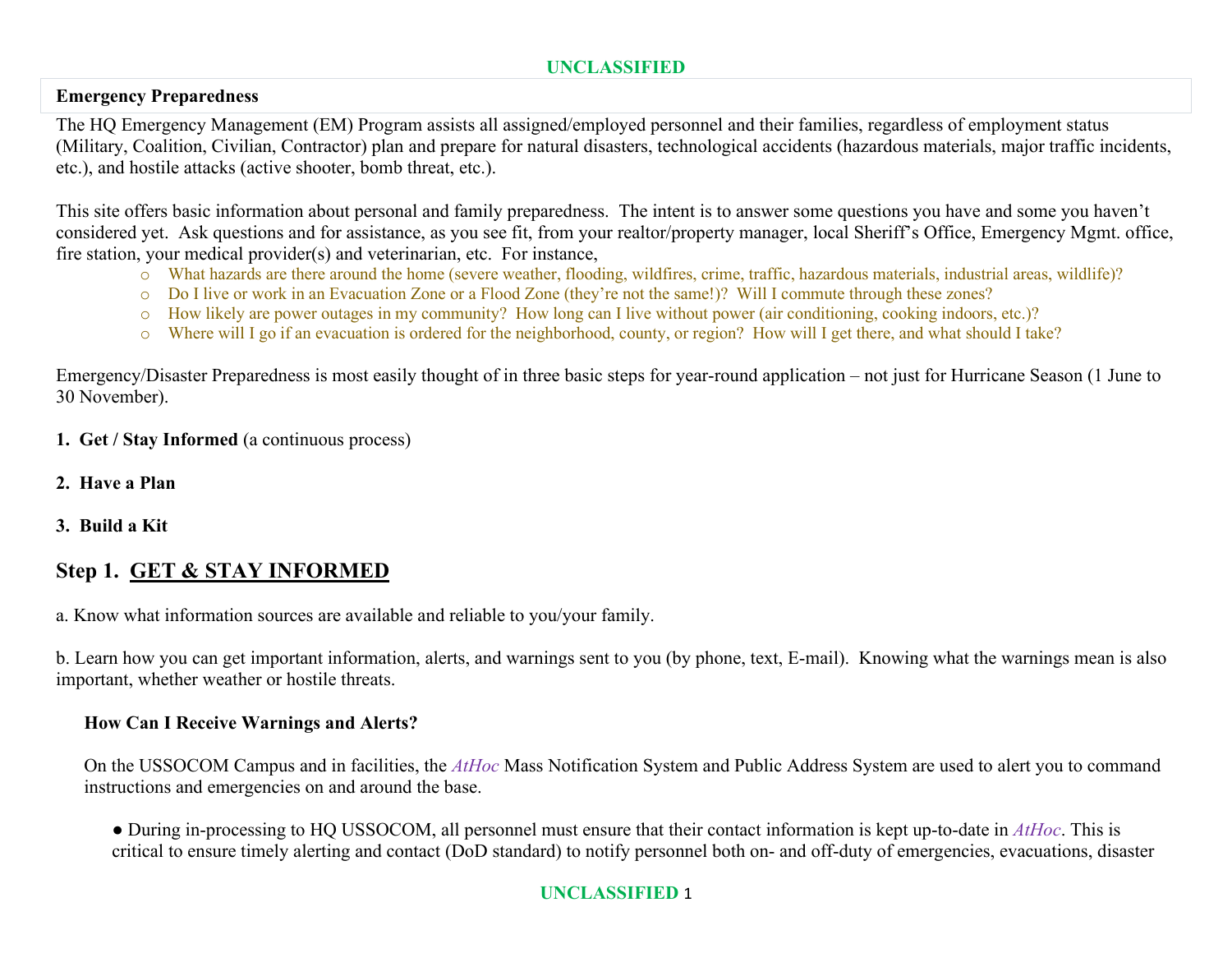**Emergency Preparedness**

The HQ Emergency Management (EM) Program assists all assigned/employed personnel and their families, regardless of employment status (Military, Coalition, Civilian, Contractor) plan and prepare for natural disasters, technological accidents (hazardous materials, major traffic incidents, etc.), and hostile attacks (active shooter, bomb threat, etc.).

This site offers basic information about personal and family preparedness. The intent is to answer some questions you have and some you haven't considered yet. Ask questions and for assistance, as you see fit, from your realtor/property manager, local Sheriff's Office, Emergency Mgmt. office, fire station, your medical provider(s) and veterinarian, etc. For instance,

- What hazards are there around the home (severe weather, flooding, wildfires, crime, traffic, hazardous materials, industrial areas, wildlife)?
- Do I live or work in an Evacuation Zone or a Flood Zone (they're not the same!)? Will I commute through these zones?
- How likely are power outages in my community? How long can I live without power (air conditioning, cooking indoors, etc.)?
- Where will I go if an evacuation is ordered for the neighborhood, county, or region? How will I get there, and what should I take?

Emergency/Disaster Preparedness is most easily thought of in three basic steps for year-round application – not just for Hurricane Season (1 June to 30 November).

**1. Get / Stay Informed** (a continuous process)

**2. Have a Plan**

**3. Build a Kit**

## Step 1. GET & STAY INFORMED

a. Know what information sources are available and reliable to you/your family.

b. Learn how you can get important information, alerts, and warnings sent to you (by phone, text, E-mail). Knowing what the warnings mean is also important, whether weather or hostile threats.

### How Can I Receive Warnings and Alerts?

On the USSOCOM Campus and in facilities, the *AtHoc* Mass Notification System and Public Address System are used to alert you to command instructions and emergencies on and around the base.

- During in-processing to HQ USSOCOM, all personnel must ensure that their contact information is kept up-to-date in *AtHoc*. This is critical to ensure timely alerting and contact (DoD standard) to notify personnel both on- and off-duty of emergencies, evacuations, disaster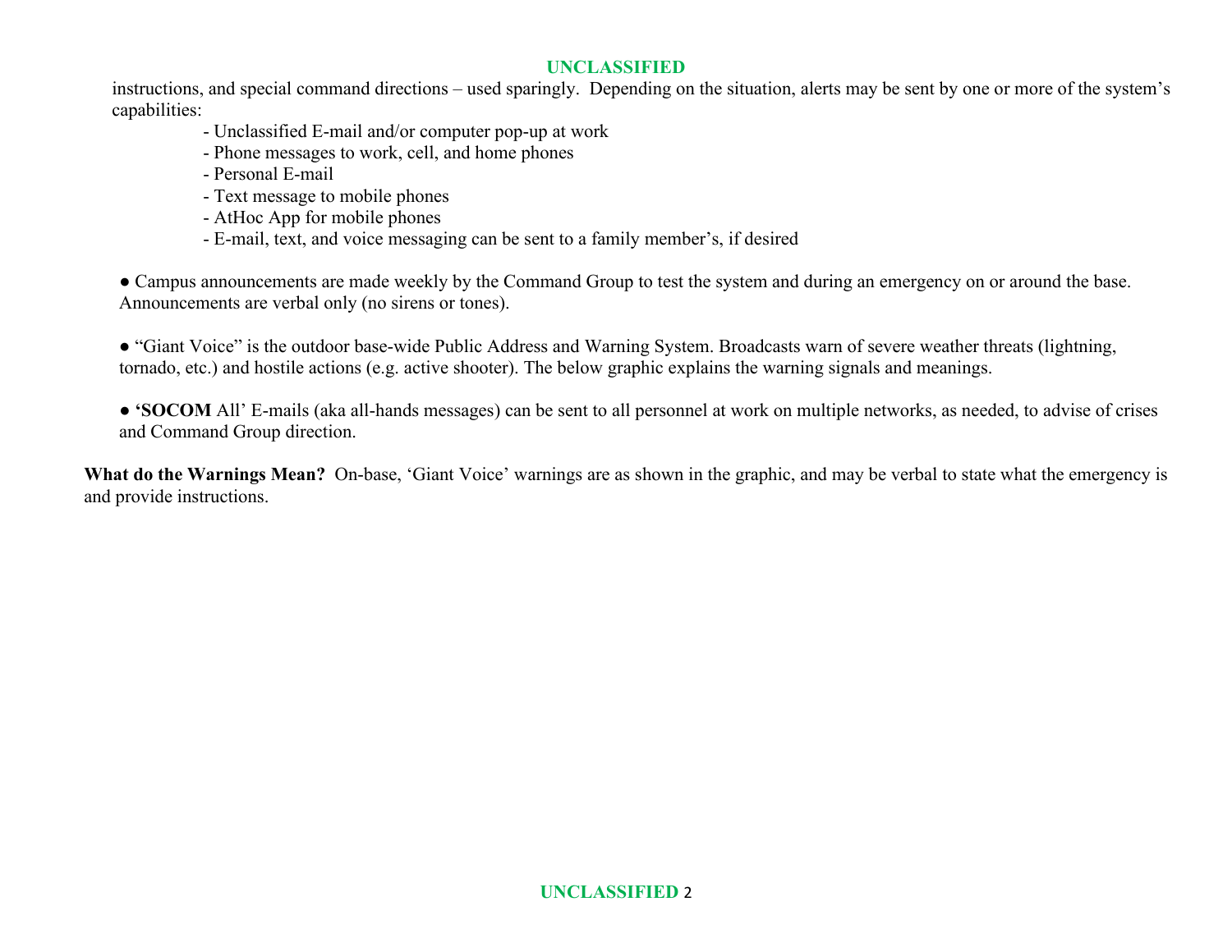instructions, and special command directions – used sparingly. Depending on the situation, alerts may be sent by one or more of the system's capabilities:

- Unclassified E-mail and/or computer pop-up at work
- Phone messages to work, cell, and home phones
- Personal E-mail
- Text message to mobile phones
- AtHoc App for mobile phones
- E-mail, text, and voice messaging can be sent to a family member's, if desired

● Campus announcements are made weekly by the Command Group to test the system and during an emergency on or around the base. Announcements are verbal only (no sirens or tones).

● "Giant Voice" is the outdoor base-wide Public Address and Warning System. Broadcasts warn of severe weather threats (lightning, tornado, etc.) and hostile actions (e.g. active shooter). The below graphic explains the warning signals and meanings.

● **'SOCOM** All' E-mails (aka all-hands messages) can be sent to all personnel at work on multiple networks, as needed, to advise of crises and Command Group direction.

**What do the Warnings Mean?** On-base, 'Giant Voice' warnings are as shown in the graphic, and may be verbal to state what the emergency is and provide instructions.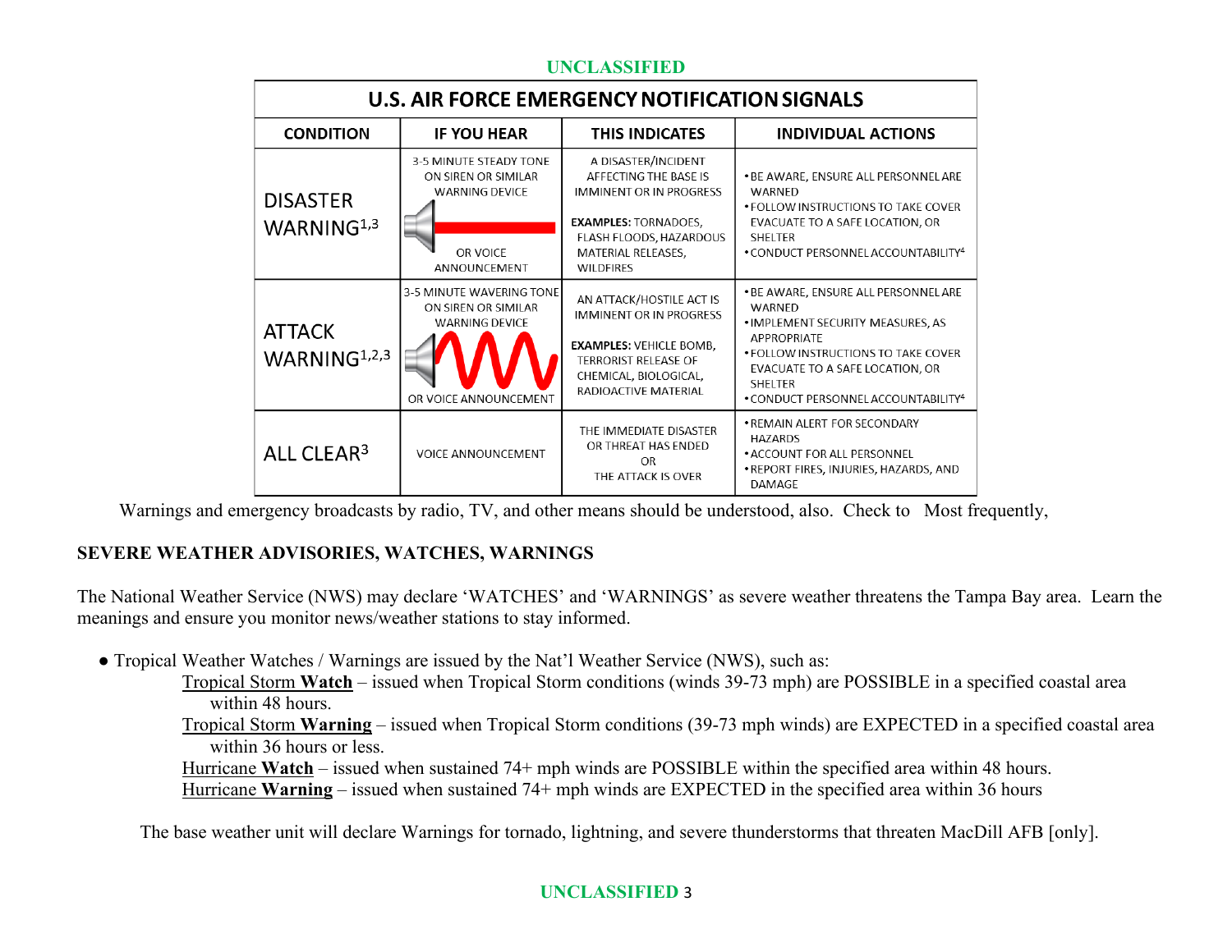| U.S. AIR FORCE EMERGENCY NOTIFICATION SIGNALS | | | |
|---|---|---|---|
| **CONDITION** | **IF YOU HEAR** | **THIS INDICATES** | **INDIVIDUAL ACTIONS** |
| DISASTER WARNING[1,3] | 3-5 MINUTE STEADY TONE ON SIREN OR SIMILAR WARNING DEVICE OR VOICE ANNOUNCEMENT | A DISASTER/INCIDENT AFFECTING THE BASE IS IMMINENT OR IN PROGRESS<br><br>**EXAMPLES:** TORNADOES, FLASH FLOODS, HAZARDOUS MATERIAL RELEASES, WILDFIRES | • BE AWARE, ENSURE ALL PERSONNEL ARE WARNED<br>• FOLLOW INSTRUCTIONS TO TAKE COVER EVACUATE TO A SAFE LOCATION, OR SHELTER<br>• CONDUCT PERSONNEL ACCOUNTABILITY[4] |
| ATTACK WARNING[1,2,3] | 3-5 MINUTE WAVERING TONE ON SIREN OR SIMILAR WARNING DEVICE OR VOICE ANNOUNCEMENT | AN ATTACK/HOSTILE ACT IS IMMINENT OR IN PROGRESS<br><br>**EXAMPLES:** VEHICLE BOMB, TERRORIST RELEASE OF CHEMICAL, BIOLOGICAL, RADIOACTIVE MATERIAL | • BE AWARE, ENSURE ALL PERSONNEL ARE WARNED<br>• IMPLEMENT SECURITY MEASURES, AS APPROPRIATE<br>• FOLLOW INSTRUCTIONS TO TAKE COVER EVACUATE TO A SAFE LOCATION, OR SHELTER<br>• CONDUCT PERSONNEL ACCOUNTABILITY[4] |
| ALL CLEAR[3] | VOICE ANNOUNCEMENT | THE IMMEDIATE DISASTER OR THREAT HAS ENDED OR THE ATTACK IS OVER | • REMAIN ALERT FOR SECONDARY HAZARDS<br>• ACCOUNT FOR ALL PERSONNEL<br>• REPORT FIRES, INJURIES, HAZARDS, AND DAMAGE |

Warnings and emergency broadcasts by radio, TV, and other means should be understood, also. Check to Most frequently,

## SEVERE WEATHER ADVISORIES, WATCHES, WARNINGS

The National Weather Service (NWS) may declare 'WATCHES' and 'WARNINGS' as severe weather threatens the Tampa Bay area. Learn the meanings and ensure you monitor news/weather stations to stay informed.

- Tropical Weather Watches / Warnings are issued by the Nat'l Weather Service (NWS), such as:
  - Tropical Storm **Watch** – issued when Tropical Storm conditions (winds 39-73 mph) are POSSIBLE in a specified coastal area within 48 hours.
  - Tropical Storm **Warning** – issued when Tropical Storm conditions (39-73 mph winds) are EXPECTED in a specified coastal area within 36 hours or less.
  - Hurricane **Watch** – issued when sustained 74+ mph winds are POSSIBLE within the specified area within 48 hours.
  - Hurricane **Warning** – issued when sustained 74+ mph winds are EXPECTED in the specified area within 36 hours

The base weather unit will declare Warnings for tornado, lightning, and severe thunderstorms that threaten MacDill AFB [only].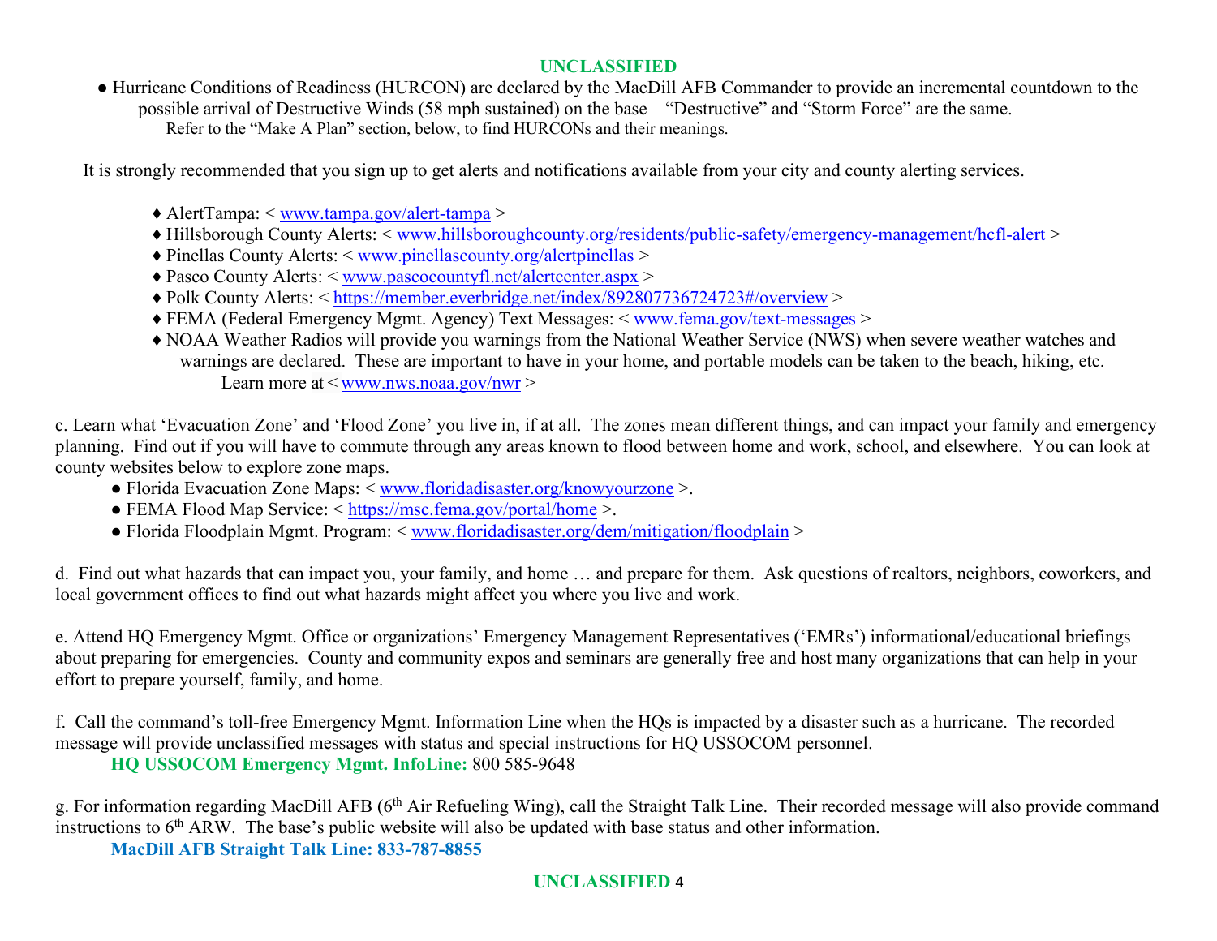**UNCLASSIFIED**

- Hurricane Conditions of Readiness (HURCON) are declared by the MacDill AFB Commander to provide an incremental countdown to the possible arrival of Destructive Winds (58 mph sustained) on the base – "Destructive" and "Storm Force" are the same.
  Refer to the "Make A Plan" section, below, to find HURCONs and their meanings.

It is strongly recommended that you sign up to get alerts and notifications available from your city and county alerting services.

- ♦ AlertTampa: < www.tampa.gov/alert-tampa >
- ♦ Hillsborough County Alerts: < www.hillsboroughcounty.org/residents/public-safety/emergency-management/hcfl-alert >
- ♦ Pinellas County Alerts: < www.pinellascounty.org/alertpinellas >
- ♦ Pasco County Alerts: < www.pascocountyfl.net/alertcenter.aspx >
- ♦ Polk County Alerts: < https://member.everbridge.net/index/892807736724723#/overview >
- ♦ FEMA (Federal Emergency Mgmt. Agency) Text Messages: < www.fema.gov/text-messages >
- ♦ NOAA Weather Radios will provide you warnings from the National Weather Service (NWS) when severe weather watches and warnings are declared. These are important to have in your home, and portable models can be taken to the beach, hiking, etc.
  Learn more at < www.nws.noaa.gov/nwr >

c. Learn what 'Evacuation Zone' and 'Flood Zone' you live in, if at all. The zones mean different things, and can impact your family and emergency planning. Find out if you will have to commute through any areas known to flood between home and work, school, and elsewhere. You can look at county websites below to explore zone maps.

- Florida Evacuation Zone Maps: < www.floridadisaster.org/knowyourzone >.
- FEMA Flood Map Service: < https://msc.fema.gov/portal/home >.
- Florida Floodplain Mgmt. Program: < www.floridadisaster.org/dem/mitigation/floodplain >

d. Find out what hazards that can impact you, your family, and home … and prepare for them. Ask questions of realtors, neighbors, coworkers, and local government offices to find out what hazards might affect you where you live and work.

e. Attend HQ Emergency Mgmt. Office or organizations' Emergency Management Representatives ('EMRs') informational/educational briefings about preparing for emergencies. County and community expos and seminars are generally free and host many organizations that can help in your effort to prepare yourself, family, and home.

f. Call the command's toll-free Emergency Mgmt. Information Line when the HQs is impacted by a disaster such as a hurricane. The recorded message will provide unclassified messages with status and special instructions for HQ USSOCOM personnel.

**HQ USSOCOM Emergency Mgmt. InfoLine:** 800 585-9648

g. For information regarding MacDill AFB (6th Air Refueling Wing), call the Straight Talk Line. Their recorded message will also provide command instructions to 6th ARW. The base's public website will also be updated with base status and other information.

**MacDill AFB Straight Talk Line: 833-787-8855**

**UNCLASSIFIED**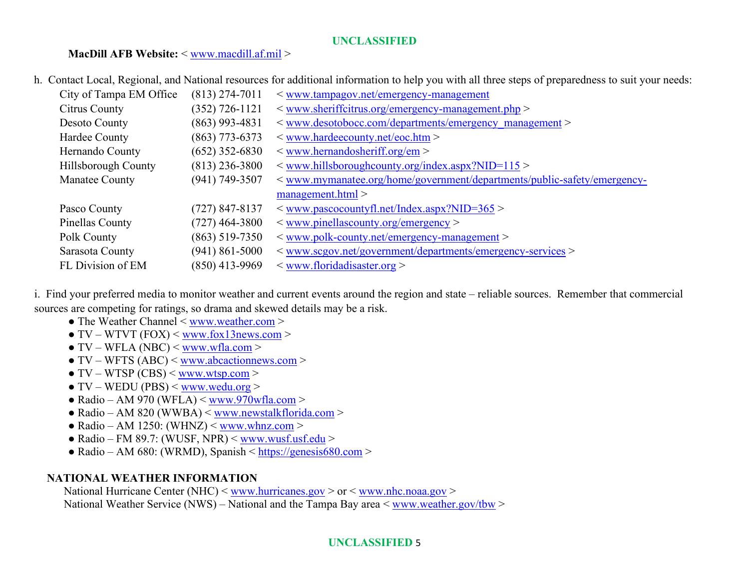**MacDill AFB Website:** < www.macdill.af.mil >

h. Contact Local, Regional, and National resources for additional information to help you with all three steps of preparedness to suit your needs:

| | | |
|---|---|---|
| City of Tampa EM Office | (813) 274-7011 | < www.tampagov.net/emergency-management |
| Citrus County | (352) 726-1121 | < www.sheriffcitrus.org/emergency-management.php > |
| Desoto County | (863) 993-4831 | < www.desotobocc.com/departments/emergency_management > |
| Hardee County | (863) 773-6373 | < www.hardeecounty.net/eoc.htm > |
| Hernando County | (652) 352-6830 | < www.hernandosheriff.org/em > |
| Hillsborough County | (813) 236-3800 | < www.hillsboroughcounty.org/index.aspx?NID=115 > |
| Manatee County | (941) 749-3507 | < www.mymanatee.org/home/government/departments/public-safety/emergency-management.html > |
| Pasco County | (727) 847-8137 | < www.pascocountyfl.net/Index.aspx?NID=365 > |
| Pinellas County | (727) 464-3800 | < www.pinellascounty.org/emergency > |
| Polk County | (863) 519-7350 | < www.polk-county.net/emergency-management > |
| Sarasota County | (941) 861-5000 | < www.scgov.net/government/departments/emergency-services > |
| FL Division of EM | (850) 413-9969 | < www.floridadisaster.org > |

i. Find your preferred media to monitor weather and current events around the region and state – reliable sources. Remember that commercial sources are competing for ratings, so drama and skewed details may be a risk.

- The Weather Channel < www.weather.com >
- TV – WTVT (FOX) < www.fox13news.com >
- TV – WFLA (NBC) < www.wfla.com >
- TV – WFTS (ABC) < www.abcactionnews.com >
- TV – WTSP (CBS) < www.wtsp.com >
- TV – WEDU (PBS) < www.wedu.org >
- Radio – AM 970 (WFLA) < www.970wfla.com >
- Radio – AM 820 (WWBA) < www.newstalkflorida.com >
- Radio – AM 1250: (WHNZ) < www.whnz.com >
- Radio – FM 89.7: (WUSF, NPR) < www.wusf.usf.edu >
- Radio – AM 680: (WRMD), Spanish < https://genesis680.com >

**NATIONAL WEATHER INFORMATION**

National Hurricane Center (NHC) < www.hurricanes.gov > or < www.nhc.noaa.gov >

National Weather Service (NWS) – National and the Tampa Bay area < www.weather.gov/tbw >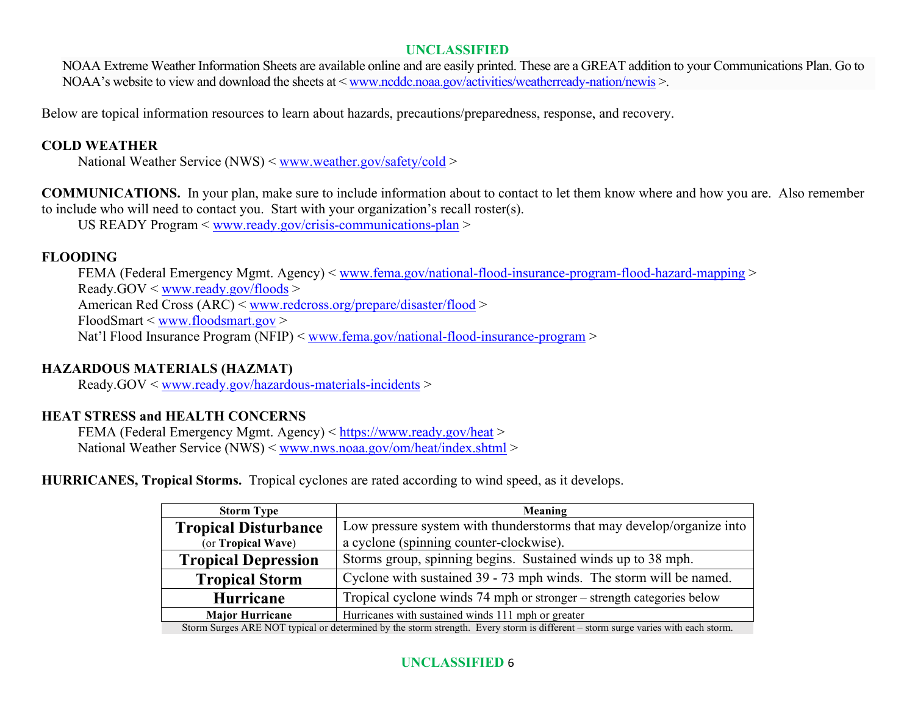NOAA Extreme Weather Information Sheets are available online and are easily printed. These are a GREAT addition to your Communications Plan. Go to NOAA's website to view and download the sheets at < www.ncddc.noaa.gov/activities/weatherready-nation/newis >.

Below are topical information resources to learn about hazards, precautions/preparedness, response, and recovery.

**COLD WEATHER**

National Weather Service (NWS) < www.weather.gov/safety/cold >

**COMMUNICATIONS.** In your plan, make sure to include information about to contact to let them know where and how you are. Also remember to include who will need to contact you. Start with your organization's recall roster(s).

US READY Program < www.ready.gov/crisis-communications-plan >

**FLOODING**

FEMA (Federal Emergency Mgmt. Agency) < www.fema.gov/national-flood-insurance-program-flood-hazard-mapping >
Ready.GOV < www.ready.gov/floods >
American Red Cross (ARC) < www.redcross.org/prepare/disaster/flood >
FloodSmart < www.floodsmart.gov >
Nat'l Flood Insurance Program (NFIP) < www.fema.gov/national-flood-insurance-program >

**HAZARDOUS MATERIALS (HAZMAT)**

Ready.GOV < www.ready.gov/hazardous-materials-incidents >

**HEAT STRESS and HEALTH CONCERNS**

FEMA (Federal Emergency Mgmt. Agency) < https://www.ready.gov/heat >
National Weather Service (NWS) < www.nws.noaa.gov/om/heat/index.shtml >

**HURRICANES, Tropical Storms.** Tropical cyclones are rated according to wind speed, as it develops.

| Storm Type | Meaning |
|---|---|
| **Tropical Disturbance** (or **Tropical Wave**) | Low pressure system with thunderstorms that may develop/organize into a cyclone (spinning counter-clockwise). |
| **Tropical Depression** | Storms group, spinning begins. Sustained winds up to 38 mph. |
| **Tropical Storm** | Cyclone with sustained 39 - 73 mph winds. The storm will be named. |
| **Hurricane** | Tropical cyclone winds 74 mph or stronger – strength categories below |
| **Major Hurricane** | Hurricanes with sustained winds 111 mph or greater |

Storm Surges ARE NOT typical or determined by the storm strength. Every storm is different – storm surge varies with each storm.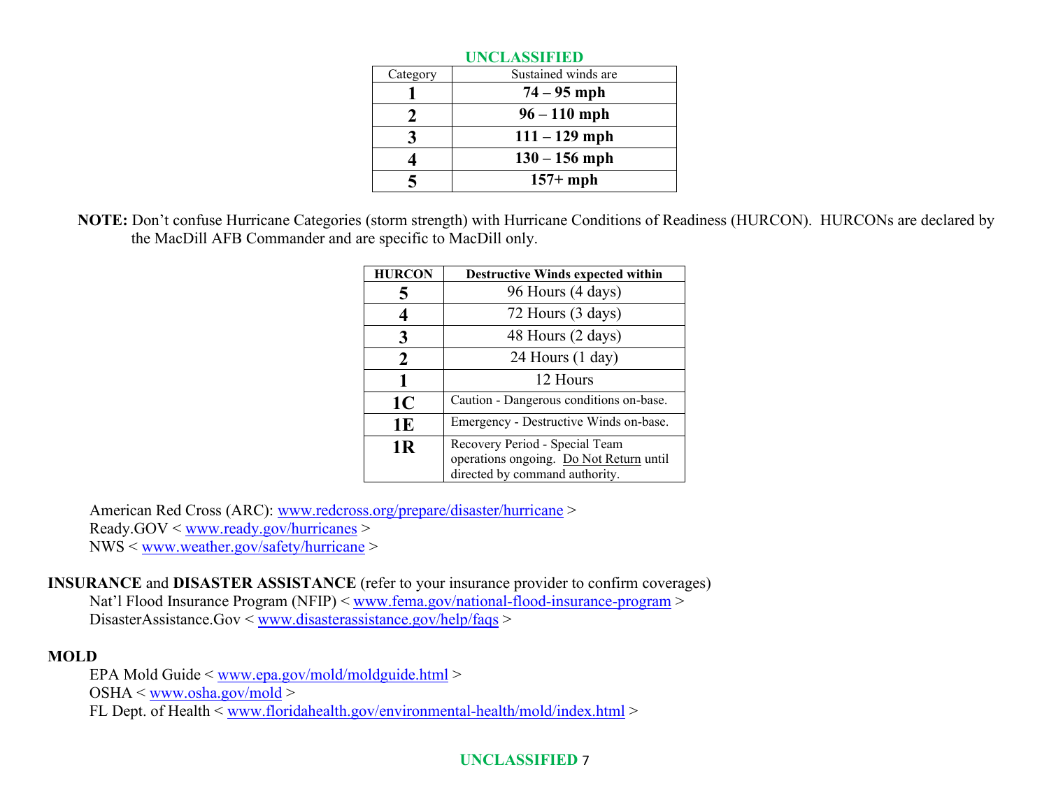| Category | Sustained winds are |
|---|---|
| **1** | **74 – 95 mph** |
| **2** | **96 – 110 mph** |
| **3** | **111 – 129 mph** |
| **4** | **130 – 156 mph** |
| **5** | **157+ mph** |

**NOTE:** Don't confuse Hurricane Categories (storm strength) with Hurricane Conditions of Readiness (HURCON). HURCONs are declared by the MacDill AFB Commander and are specific to MacDill only.

| HURCON | Destructive Winds expected within |
|---|---|
| **5** | 96 Hours (4 days) |
| **4** | 72 Hours (3 days) |
| **3** | 48 Hours (2 days) |
| **2** | 24 Hours (1 day) |
| **1** | 12 Hours |
| **1C** | Caution - Dangerous conditions on-base. |
| **1E** | Emergency - Destructive Winds on-base. |
| **1R** | Recovery Period - Special Team operations ongoing. Do Not Return until directed by command authority. |

American Red Cross (ARC): www.redcross.org/prepare/disaster/hurricane >
Ready.GOV < www.ready.gov/hurricanes >
NWS < www.weather.gov/safety/hurricane >

**INSURANCE** and **DISASTER ASSISTANCE** (refer to your insurance provider to confirm coverages)

Nat'l Flood Insurance Program (NFIP) < www.fema.gov/national-flood-insurance-program >
DisasterAssistance.Gov < www.disasterassistance.gov/help/faqs >

**MOLD**

EPA Mold Guide < www.epa.gov/mold/moldguide.html >
OSHA < www.osha.gov/mold >
FL Dept. of Health < www.floridahealth.gov/environmental-health/mold/index.html >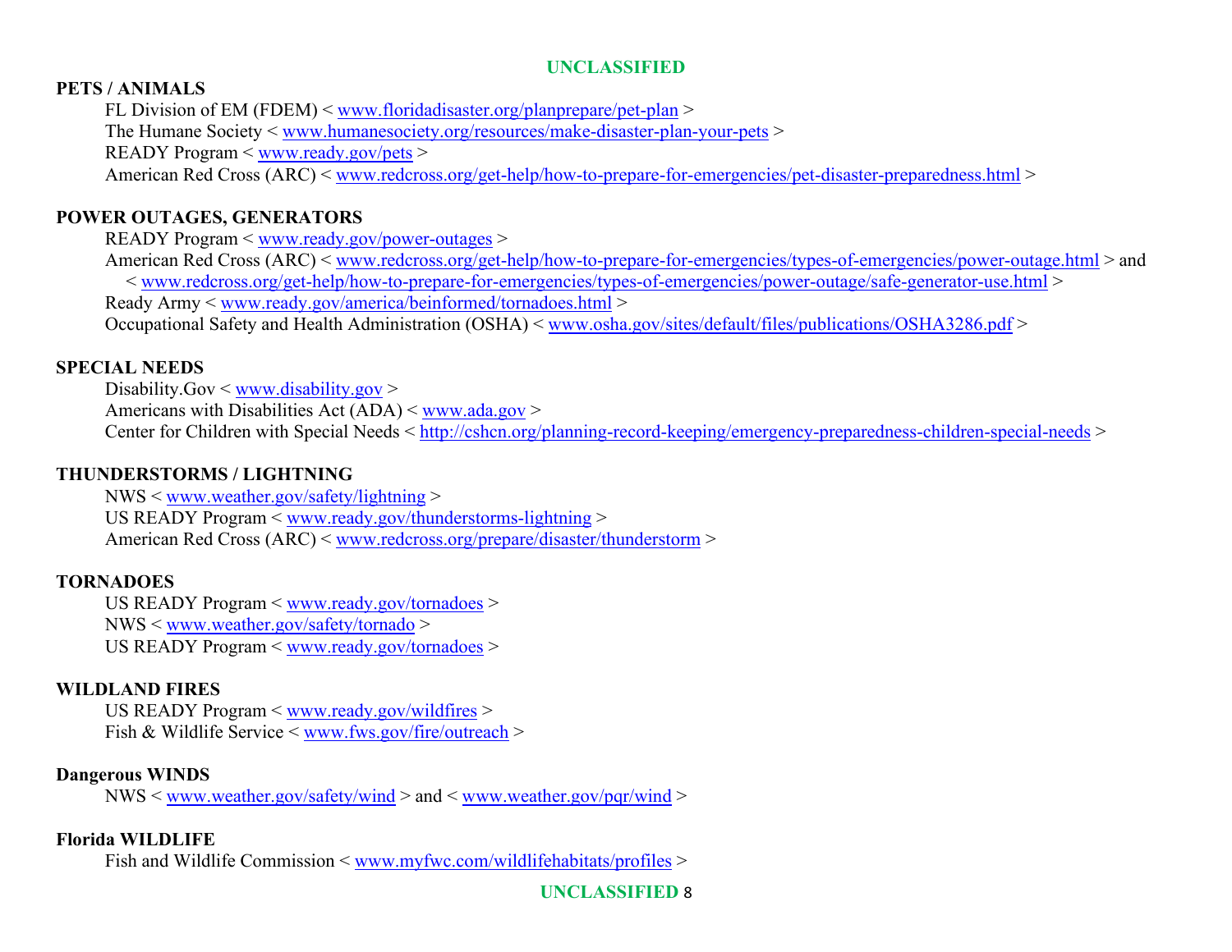**PETS / ANIMALS**

FL Division of EM (FDEM) < www.floridadisaster.org/planprepare/pet-plan >
The Humane Society < www.humanesociety.org/resources/make-disaster-plan-your-pets >
READY Program < www.ready.gov/pets >
American Red Cross (ARC) < www.redcross.org/get-help/how-to-prepare-for-emergencies/pet-disaster-preparedness.html >

**POWER OUTAGES, GENERATORS**

READY Program < www.ready.gov/power-outages >
American Red Cross (ARC) < www.redcross.org/get-help/how-to-prepare-for-emergencies/types-of-emergencies/power-outage.html > and < www.redcross.org/get-help/how-to-prepare-for-emergencies/types-of-emergencies/power-outage/safe-generator-use.html >
Ready Army < www.ready.gov/america/beinformed/tornadoes.html >
Occupational Safety and Health Administration (OSHA) < www.osha.gov/sites/default/files/publications/OSHA3286.pdf >

**SPECIAL NEEDS**

Disability.Gov < www.disability.gov >
Americans with Disabilities Act (ADA) < www.ada.gov >
Center for Children with Special Needs < http://cshcn.org/planning-record-keeping/emergency-preparedness-children-special-needs >

**THUNDERSTORMS / LIGHTNING**

NWS < www.weather.gov/safety/lightning >
US READY Program < www.ready.gov/thunderstorms-lightning >
American Red Cross (ARC) < www.redcross.org/prepare/disaster/thunderstorm >

**TORNADOES**

US READY Program < www.ready.gov/tornadoes >
NWS < www.weather.gov/safety/tornado >
US READY Program < www.ready.gov/tornadoes >

**WILDLAND FIRES**

US READY Program < www.ready.gov/wildfires >
Fish & Wildlife Service < www.fws.gov/fire/outreach >

**Dangerous WINDS**

NWS < www.weather.gov/safety/wind > and < www.weather.gov/pqr/wind >

**Florida WILDLIFE**

Fish and Wildlife Commission < www.myfwc.com/wildlifehabitats/profiles >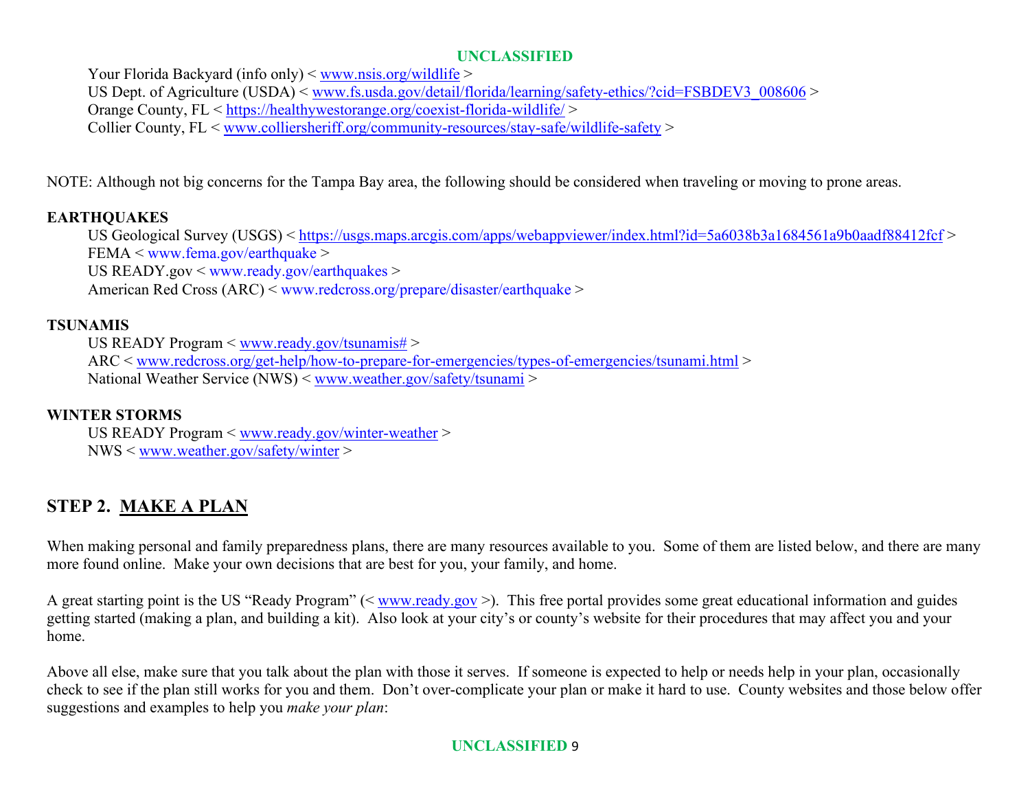Your Florida Backyard (info only) < www.nsis.org/wildlife >
US Dept. of Agriculture (USDA) < www.fs.usda.gov/detail/florida/learning/safety-ethics/?cid=FSBDEV3_008606 >
Orange County, FL < https://healthywestorange.org/coexist-florida-wildlife/ >
Collier County, FL < www.colliersheriff.org/community-resources/stay-safe/wildlife-safety >

NOTE: Although not big concerns for the Tampa Bay area, the following should be considered when traveling or moving to prone areas.

**EARTHQUAKES**

US Geological Survey (USGS) < https://usgs.maps.arcgis.com/apps/webappviewer/index.html?id=5a6038b3a1684561a9b0aadf88412fcf >
FEMA < www.fema.gov/earthquake >
US READY.gov < www.ready.gov/earthquakes >
American Red Cross (ARC) < www.redcross.org/prepare/disaster/earthquake >

**TSUNAMIS**

US READY Program < www.ready.gov/tsunamis# >
ARC < www.redcross.org/get-help/how-to-prepare-for-emergencies/types-of-emergencies/tsunami.html >
National Weather Service (NWS) < www.weather.gov/safety/tsunami >

**WINTER STORMS**

US READY Program < www.ready.gov/winter-weather >
NWS < www.weather.gov/safety/winter >

## STEP 2. MAKE A PLAN

When making personal and family preparedness plans, there are many resources available to you. Some of them are listed below, and there are many more found online. Make your own decisions that are best for you, your family, and home.

A great starting point is the US "Ready Program" (< www.ready.gov >). This free portal provides some great educational information and guides getting started (making a plan, and building a kit). Also look at your city's or county's website for their procedures that may affect you and your home.

Above all else, make sure that you talk about the plan with those it serves. If someone is expected to help or needs help in your plan, occasionally check to see if the plan still works for you and them. Don't over-complicate your plan or make it hard to use. County websites and those below offer suggestions and examples to help you *make your plan*: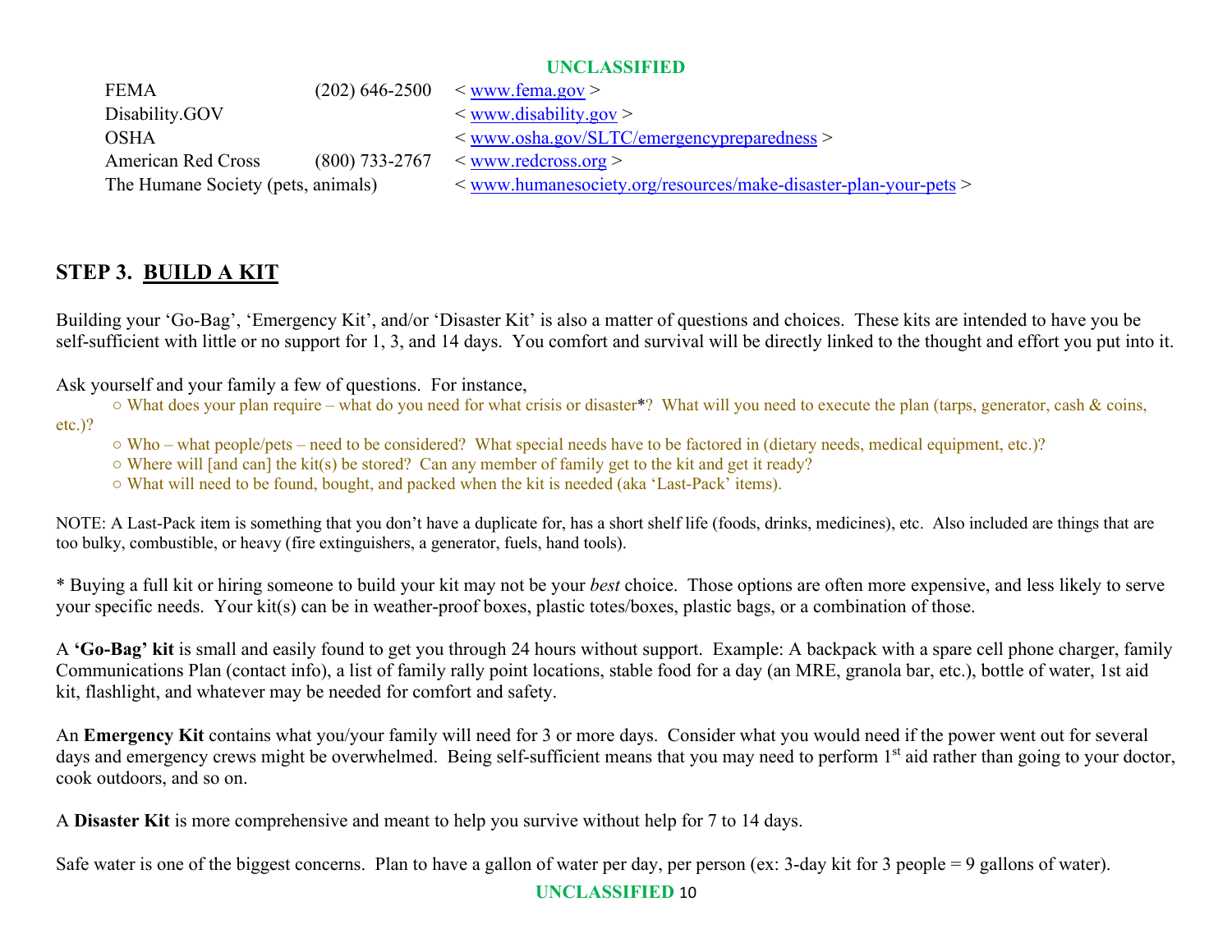| | | |
|---|---|---|
| FEMA | (202) 646-2500 | < www.fema.gov > |
| Disability.GOV | | < www.disability.gov > |
| OSHA | | < www.osha.gov/SLTC/emergencypreparedness > |
| American Red Cross | (800) 733-2767 | < www.redcross.org > |
| The Humane Society (pets, animals) | | < www.humanesociety.org/resources/make-disaster-plan-your-pets > |

## STEP 3. BUILD A KIT

Building your 'Go-Bag', 'Emergency Kit', and/or 'Disaster Kit' is also a matter of questions and choices. These kits are intended to have you be self-sufficient with little or no support for 1, 3, and 14 days. You comfort and survival will be directly linked to the thought and effort you put into it.

Ask yourself and your family a few of questions. For instance,

- What does your plan require – what do you need for what crisis or disaster*? What will you need to execute the plan (tarps, generator, cash & coins, etc.)?
- Who – what people/pets – need to be considered? What special needs have to be factored in (dietary needs, medical equipment, etc.)?
- Where will [and can] the kit(s) be stored? Can any member of family get to the kit and get it ready?
- What will need to be found, bought, and packed when the kit is needed (aka 'Last-Pack' items).

NOTE: A Last-Pack item is something that you don't have a duplicate for, has a short shelf life (foods, drinks, medicines), etc. Also included are things that are too bulky, combustible, or heavy (fire extinguishers, a generator, fuels, hand tools).

* Buying a full kit or hiring someone to build your kit may not be your *best* choice. Those options are often more expensive, and less likely to serve your specific needs. Your kit(s) can be in weather-proof boxes, plastic totes/boxes, plastic bags, or a combination of those.

A **'Go-Bag' kit** is small and easily found to get you through 24 hours without support. Example: A backpack with a spare cell phone charger, family Communications Plan (contact info), a list of family rally point locations, stable food for a day (an MRE, granola bar, etc.), bottle of water, 1st aid kit, flashlight, and whatever may be needed for comfort and safety.

An **Emergency Kit** contains what you/your family will need for 3 or more days. Consider what you would need if the power went out for several days and emergency crews might be overwhelmed. Being self-sufficient means that you may need to perform 1st aid rather than going to your doctor, cook outdoors, and so on.

A **Disaster Kit** is more comprehensive and meant to help you survive without help for 7 to 14 days.

Safe water is one of the biggest concerns. Plan to have a gallon of water per day, per person (ex: 3-day kit for 3 people = 9 gallons of water).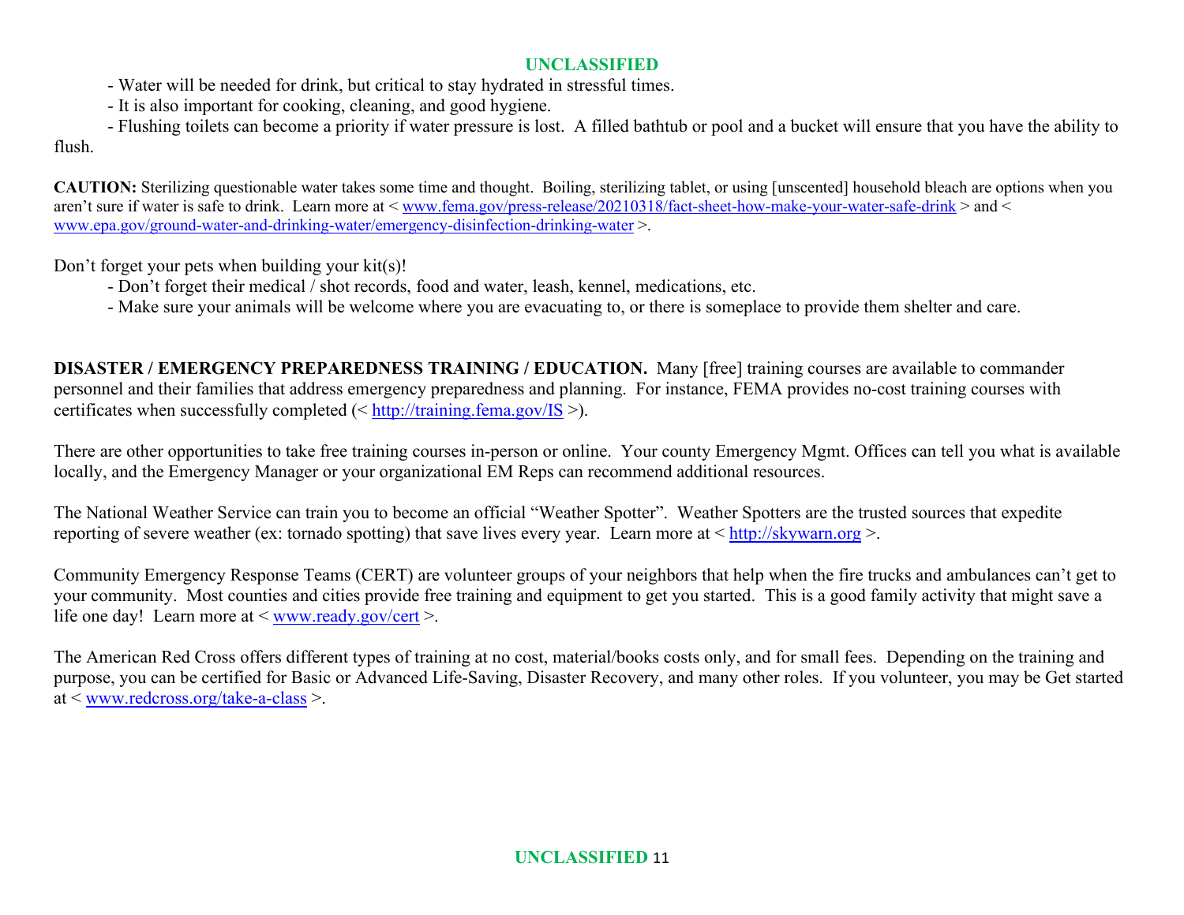- Water will be needed for drink, but critical to stay hydrated in stressful times.
- It is also important for cooking, cleaning, and good hygiene.
- Flushing toilets can become a priority if water pressure is lost. A filled bathtub or pool and a bucket will ensure that you have the ability to flush.

**CAUTION:** Sterilizing questionable water takes some time and thought. Boiling, sterilizing tablet, or using [unscented] household bleach are options when you aren't sure if water is safe to drink. Learn more at < www.fema.gov/press-release/20210318/fact-sheet-how-make-your-water-safe-drink > and < www.epa.gov/ground-water-and-drinking-water/emergency-disinfection-drinking-water >.

Don't forget your pets when building your kit(s)!

- Don't forget their medical / shot records, food and water, leash, kennel, medications, etc.
- Make sure your animals will be welcome where you are evacuating to, or there is someplace to provide them shelter and care.

**DISASTER / EMERGENCY PREPAREDNESS TRAINING / EDUCATION.** Many [free] training courses are available to commander personnel and their families that address emergency preparedness and planning. For instance, FEMA provides no-cost training courses with certificates when successfully completed (< http://training.fema.gov/IS >).

There are other opportunities to take free training courses in-person or online. Your county Emergency Mgmt. Offices can tell you what is available locally, and the Emergency Manager or your organizational EM Reps can recommend additional resources.

The National Weather Service can train you to become an official "Weather Spotter". Weather Spotters are the trusted sources that expedite reporting of severe weather (ex: tornado spotting) that save lives every year. Learn more at < http://skywarn.org >.

Community Emergency Response Teams (CERT) are volunteer groups of your neighbors that help when the fire trucks and ambulances can't get to your community. Most counties and cities provide free training and equipment to get you started. This is a good family activity that might save a life one day! Learn more at < www.ready.gov/cert >.

The American Red Cross offers different types of training at no cost, material/books costs only, and for small fees. Depending on the training and purpose, you can be certified for Basic or Advanced Life-Saving, Disaster Recovery, and many other roles. If you volunteer, you may be Get started at < www.redcross.org/take-a-class >.